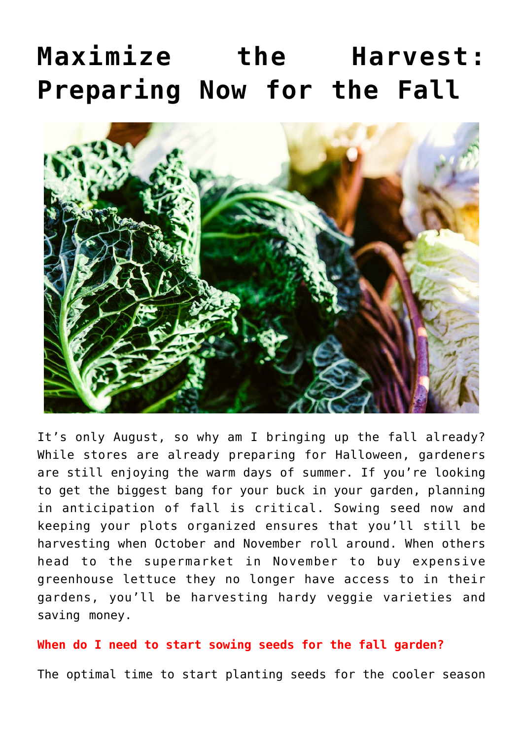# Maximize the Harvest: Preparing Now for the Fall

It's only August, so why am I bringing up the fall already? While stores are already preparing for Halloween, gardeners are still enjoying the warm days of summer. If you're looking to get the biggest bang for your buck in your garden, planning in anticipation of fall is critical. Sowing seed now and keeping your plots organized ensures that you'll still be harvesting when October and November roll around. When others head to the supermarket in November to buy expensive greenhouse lettuce they no longer have access to in their gardens, you'll be harvesting hardy veggie varieties and saving money.

**When do I need to start sowing seeds for the fall garden?**

The optimal time to start planting seeds for the cooler season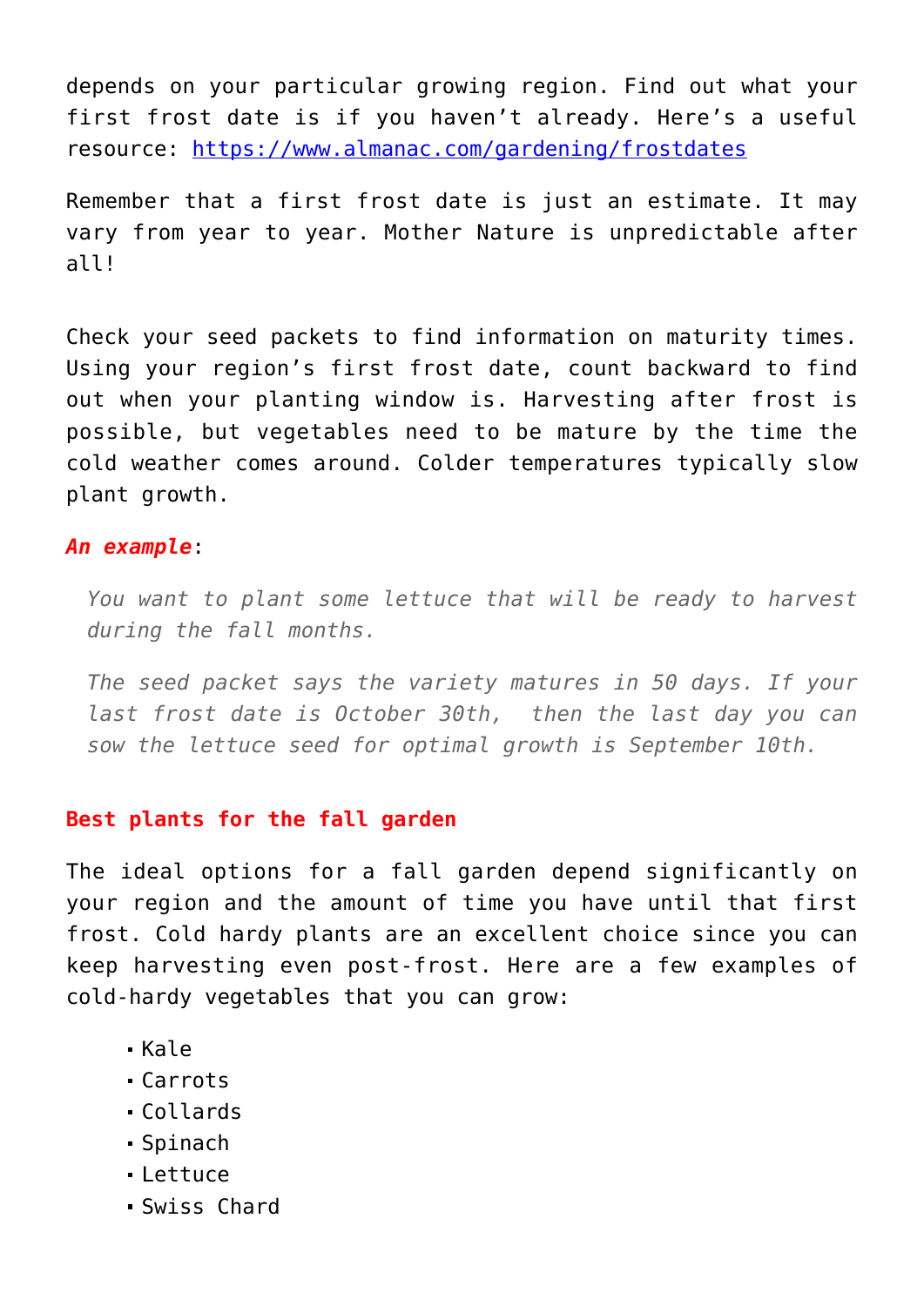depends on your particular growing region. Find out what your first frost date is if you haven't already. Here's a useful resource: [https://www.almanac.com/gardening/frostdates](https://www.almanac.com/gardening/frostdates)

Remember that a first frost date is just an estimate. It may vary from year to year. Mother Nature is unpredictable after all!

Check your seed packets to find information on maturity times. Using your region's first frost date, count backward to find out when your planting window is. Harvesting after frost is possible, but vegetables need to be mature by the time the cold weather comes around. Colder temperatures typically slow plant growth.

***An example***:

> *You want to plant some lettuce that will be ready to harvest during the fall months.*
>
> *The seed packet says the variety matures in 50 days. If your last frost date is October 30th, then the last day you can sow the lettuce seed for optimal growth is September 10th.*

**Best plants for the fall garden**

The ideal options for a fall garden depend significantly on your region and the amount of time you have until that first frost. Cold hardy plants are an excellent choice since you can keep harvesting even post-frost. Here are a few examples of cold-hardy vegetables that you can grow:

- Kale
- Carrots
- Collards
- Spinach
- Lettuce
- Swiss Chard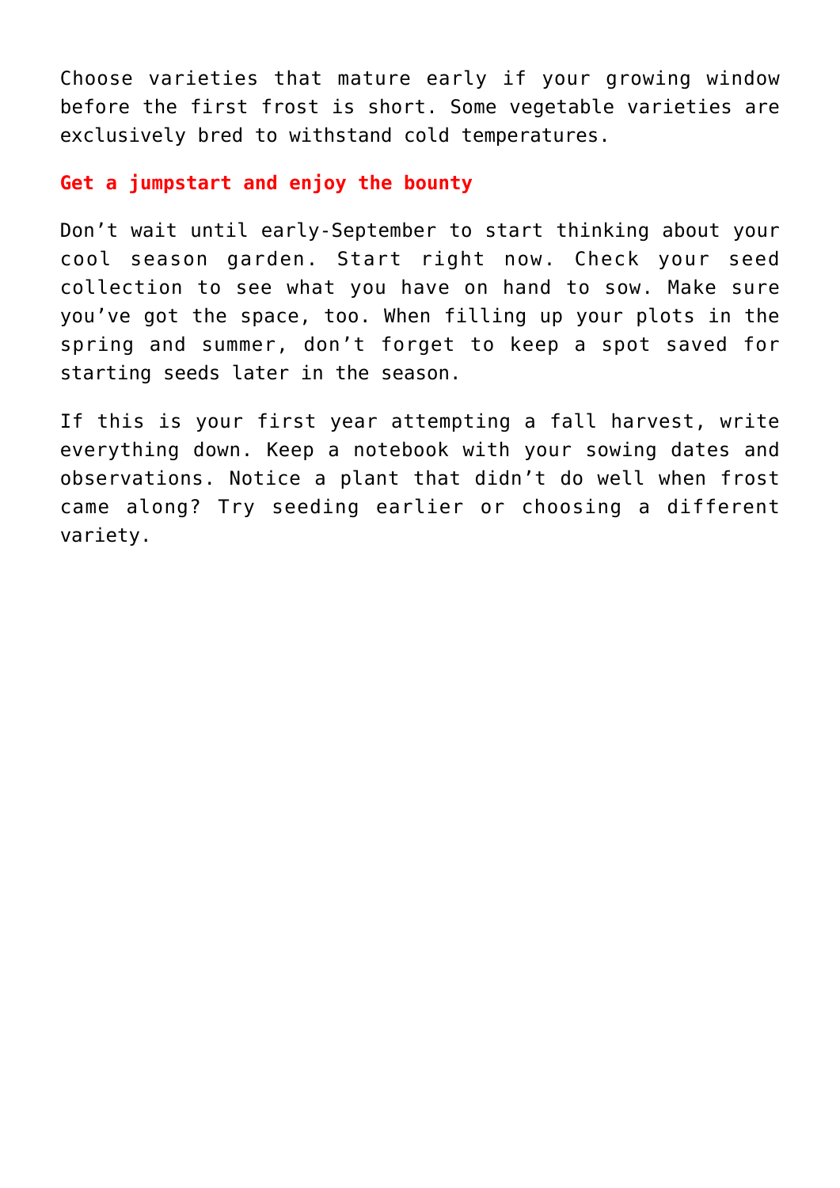Choose varieties that mature early if your growing window before the first frost is short. Some vegetable varieties are exclusively bred to withstand cold temperatures.

## Get a jumpstart and enjoy the bounty

Don’t wait until early-September to start thinking about your cool season garden. Start right now. Check your seed collection to see what you have on hand to sow. Make sure you’ve got the space, too. When filling up your plots in the spring and summer, don’t forget to keep a spot saved for starting seeds later in the season.

If this is your first year attempting a fall harvest, write everything down. Keep a notebook with your sowing dates and observations. Notice a plant that didn’t do well when frost came along? Try seeding earlier or choosing a different variety.